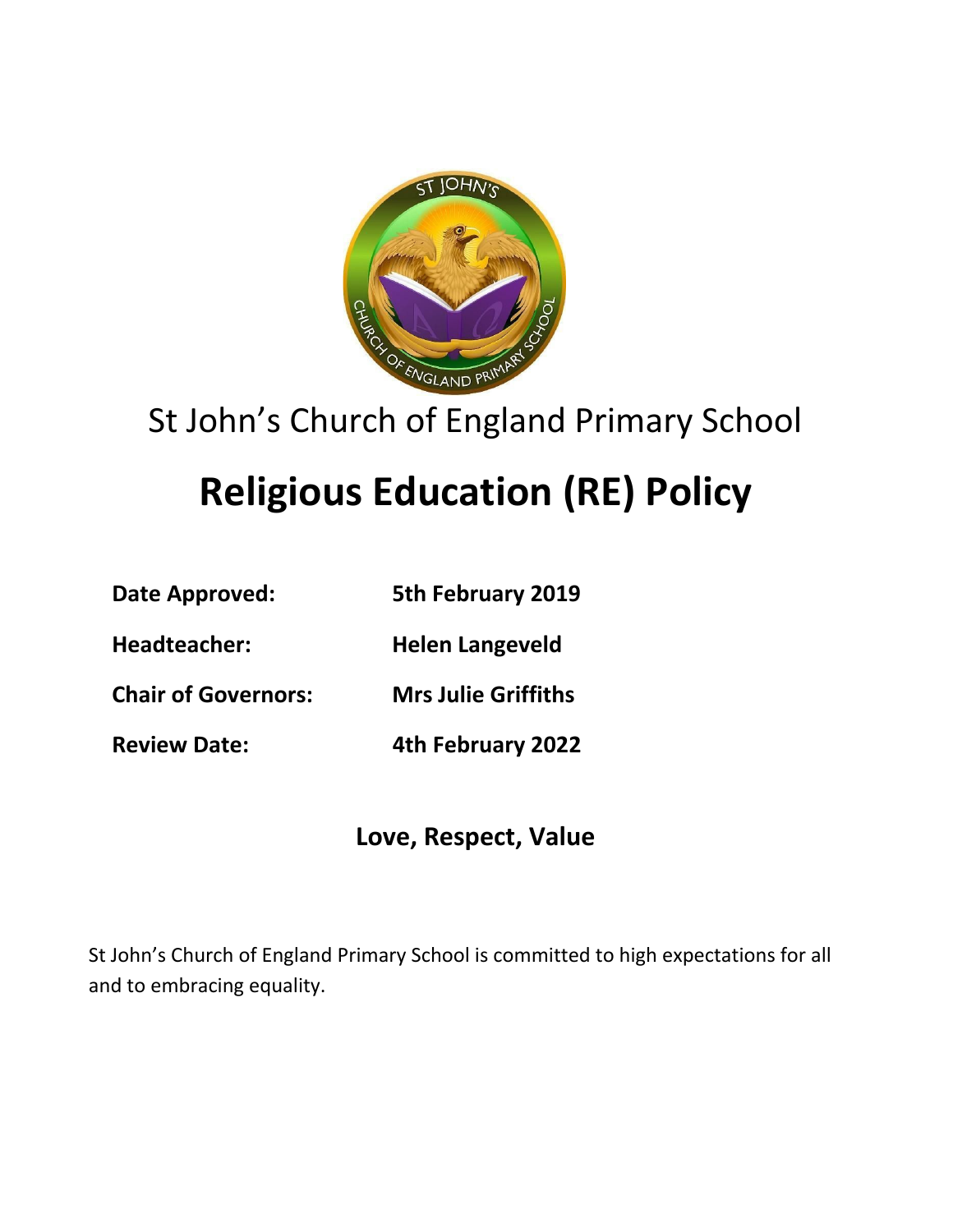St John's Church of England Primary School

# Religious Education (RE) Policy

| | |
|---|---|
| **Date Approved:** | **5th February 2019** |
| **Headteacher:** | **Helen Langeveld** |
| **Chair of Governors:** | **Mrs Julie Griffiths** |
| **Review Date:** | **4th February 2022** |

**Love, Respect, Value**

St John's Church of England Primary School is committed to high expectations for all and to embracing equality.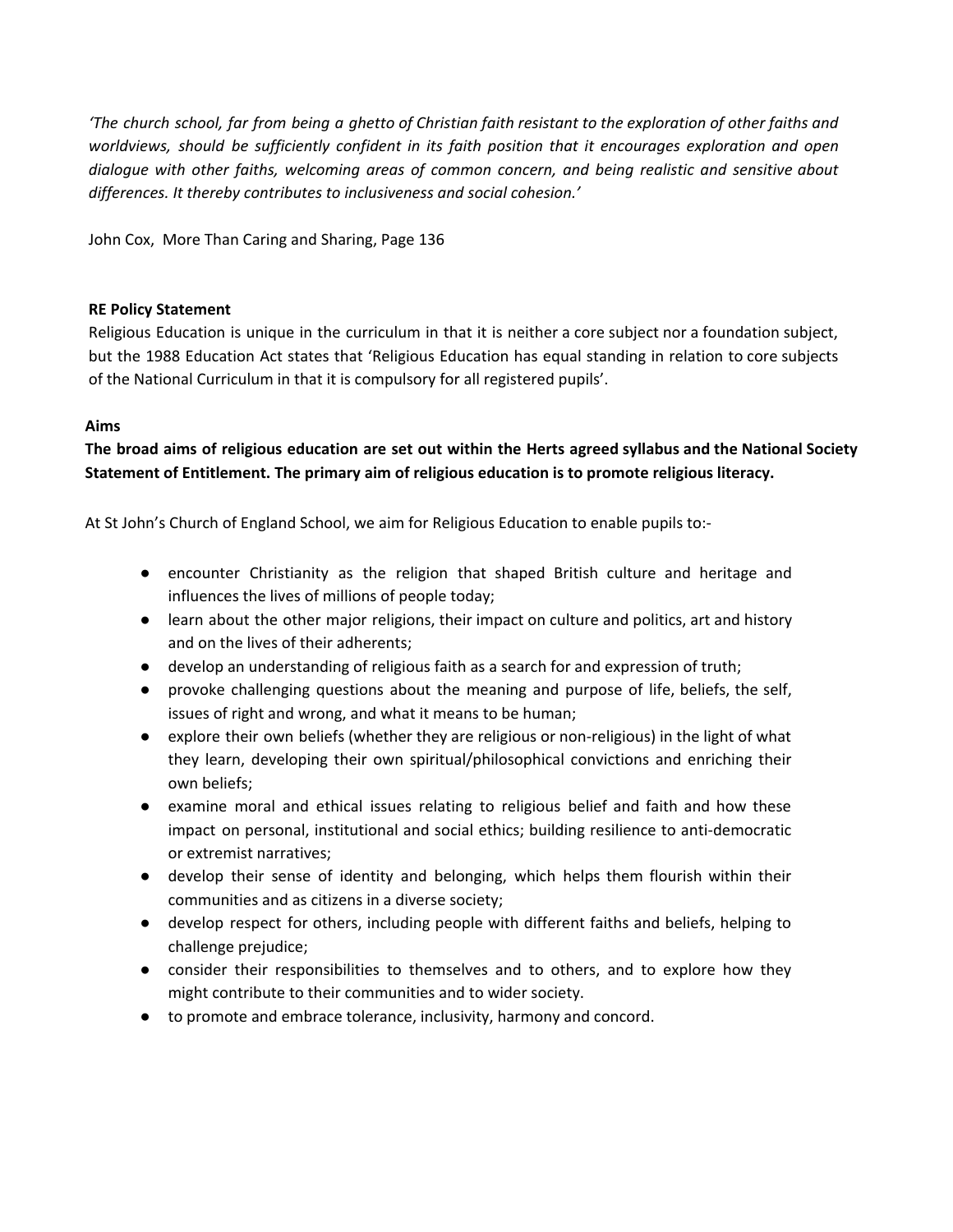*'The church school, far from being a ghetto of Christian faith resistant to the exploration of other faiths and worldviews, should be sufficiently confident in its faith position that it encourages exploration and open dialogue with other faiths, welcoming areas of common concern, and being realistic and sensitive about differences. It thereby contributes to inclusiveness and social cohesion.'*

John Cox, More Than Caring and Sharing, Page 136

**RE Policy Statement**

Religious Education is unique in the curriculum in that it is neither a core subject nor a foundation subject, but the 1988 Education Act states that 'Religious Education has equal standing in relation to core subjects of the National Curriculum in that it is compulsory for all registered pupils'.

**Aims**

**The broad aims of religious education are set out within the Herts agreed syllabus and the National Society Statement of Entitlement. The primary aim of religious education is to promote religious literacy.**

At St John's Church of England School, we aim for Religious Education to enable pupils to:-

- encounter Christianity as the religion that shaped British culture and heritage and influences the lives of millions of people today;
- learn about the other major religions, their impact on culture and politics, art and history and on the lives of their adherents;
- develop an understanding of religious faith as a search for and expression of truth;
- provoke challenging questions about the meaning and purpose of life, beliefs, the self, issues of right and wrong, and what it means to be human;
- explore their own beliefs (whether they are religious or non-religious) in the light of what they learn, developing their own spiritual/philosophical convictions and enriching their own beliefs;
- examine moral and ethical issues relating to religious belief and faith and how these impact on personal, institutional and social ethics; building resilience to anti-democratic or extremist narratives;
- develop their sense of identity and belonging, which helps them flourish within their communities and as citizens in a diverse society;
- develop respect for others, including people with different faiths and beliefs, helping to challenge prejudice;
- consider their responsibilities to themselves and to others, and to explore how they might contribute to their communities and to wider society.
- to promote and embrace tolerance, inclusivity, harmony and concord.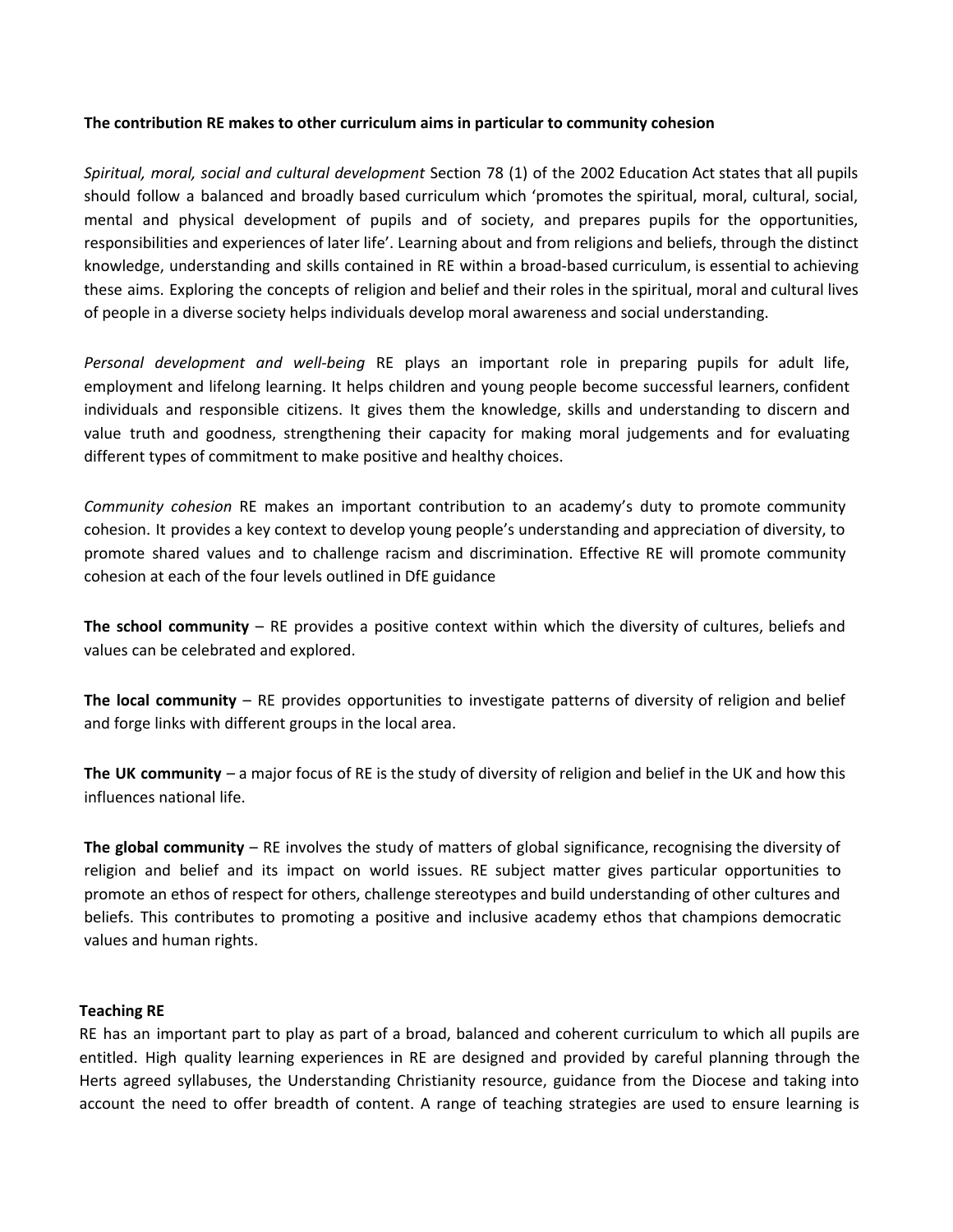**The contribution RE makes to other curriculum aims in particular to community cohesion**

*Spiritual, moral, social and cultural development* Section 78 (1) of the 2002 Education Act states that all pupils should follow a balanced and broadly based curriculum which 'promotes the spiritual, moral, cultural, social, mental and physical development of pupils and of society, and prepares pupils for the opportunities, responsibilities and experiences of later life'. Learning about and from religions and beliefs, through the distinct knowledge, understanding and skills contained in RE within a broad-based curriculum, is essential to achieving these aims. Exploring the concepts of religion and belief and their roles in the spiritual, moral and cultural lives of people in a diverse society helps individuals develop moral awareness and social understanding.

*Personal development and well-being* RE plays an important role in preparing pupils for adult life, employment and lifelong learning. It helps children and young people become successful learners, confident individuals and responsible citizens. It gives them the knowledge, skills and understanding to discern and value truth and goodness, strengthening their capacity for making moral judgements and for evaluating different types of commitment to make positive and healthy choices.

*Community cohesion* RE makes an important contribution to an academy's duty to promote community cohesion. It provides a key context to develop young people's understanding and appreciation of diversity, to promote shared values and to challenge racism and discrimination. Effective RE will promote community cohesion at each of the four levels outlined in DfE guidance

**The school community** – RE provides a positive context within which the diversity of cultures, beliefs and values can be celebrated and explored.

**The local community** – RE provides opportunities to investigate patterns of diversity of religion and belief and forge links with different groups in the local area.

**The UK community** – a major focus of RE is the study of diversity of religion and belief in the UK and how this influences national life.

**The global community** – RE involves the study of matters of global significance, recognising the diversity of religion and belief and its impact on world issues. RE subject matter gives particular opportunities to promote an ethos of respect for others, challenge stereotypes and build understanding of other cultures and beliefs. This contributes to promoting a positive and inclusive academy ethos that champions democratic values and human rights.

**Teaching RE**

RE has an important part to play as part of a broad, balanced and coherent curriculum to which all pupils are entitled. High quality learning experiences in RE are designed and provided by careful planning through the Herts agreed syllabuses, the Understanding Christianity resource, guidance from the Diocese and taking into account the need to offer breadth of content. A range of teaching strategies are used to ensure learning is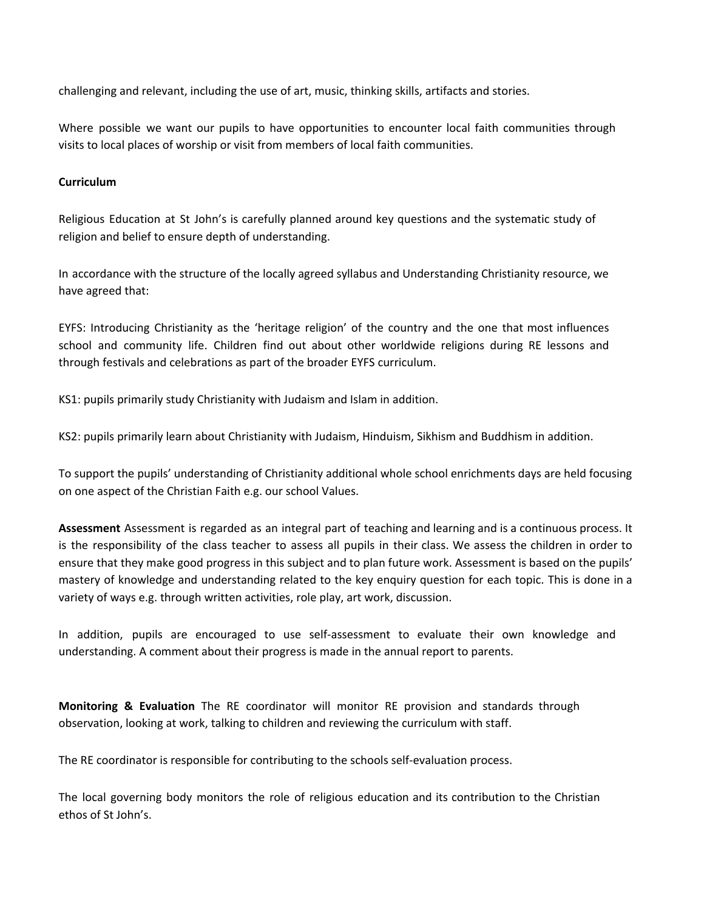challenging and relevant, including the use of art, music, thinking skills, artifacts and stories.

Where possible we want our pupils to have opportunities to encounter local faith communities through visits to local places of worship or visit from members of local faith communities.

**Curriculum**

Religious Education at St John's is carefully planned around key questions and the systematic study of religion and belief to ensure depth of understanding.

In accordance with the structure of the locally agreed syllabus and Understanding Christianity resource, we have agreed that:

EYFS: Introducing Christianity as the 'heritage religion' of the country and the one that most influences school and community life. Children find out about other worldwide religions during RE lessons and through festivals and celebrations as part of the broader EYFS curriculum.

KS1: pupils primarily study Christianity with Judaism and Islam in addition.

KS2: pupils primarily learn about Christianity with Judaism, Hinduism, Sikhism and Buddhism in addition.

To support the pupils' understanding of Christianity additional whole school enrichments days are held focusing on one aspect of the Christian Faith e.g. our school Values.

**Assessment** Assessment is regarded as an integral part of teaching and learning and is a continuous process. It is the responsibility of the class teacher to assess all pupils in their class. We assess the children in order to ensure that they make good progress in this subject and to plan future work. Assessment is based on the pupils' mastery of knowledge and understanding related to the key enquiry question for each topic. This is done in a variety of ways e.g. through written activities, role play, art work, discussion.

In addition, pupils are encouraged to use self-assessment to evaluate their own knowledge and understanding. A comment about their progress is made in the annual report to parents.

**Monitoring & Evaluation** The RE coordinator will monitor RE provision and standards through observation, looking at work, talking to children and reviewing the curriculum with staff.

The RE coordinator is responsible for contributing to the schools self-evaluation process.

The local governing body monitors the role of religious education and its contribution to the Christian ethos of St John's.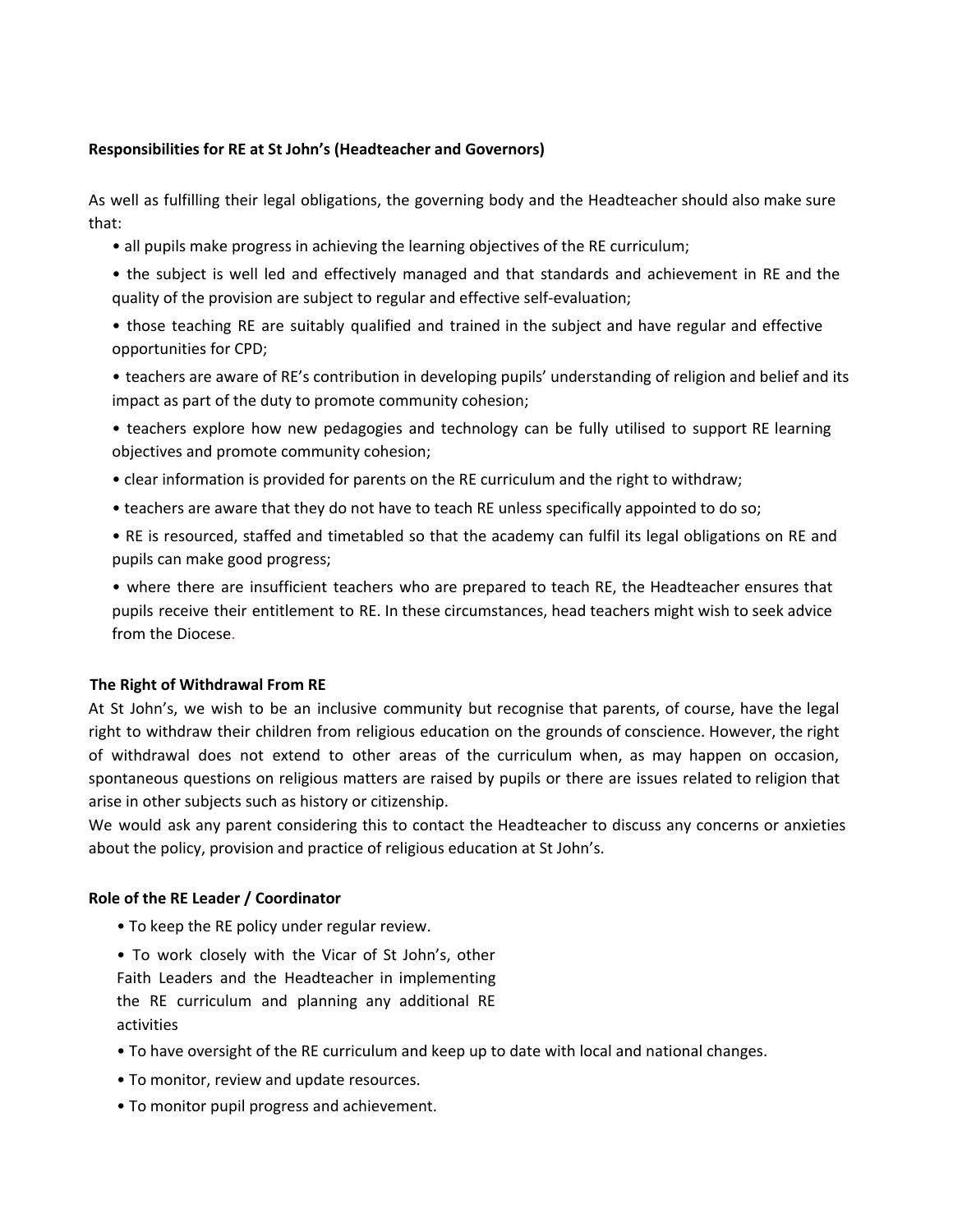**Responsibilities for RE at St John's (Headteacher and Governors)**

As well as fulfilling their legal obligations, the governing body and the Headteacher should also make sure that:

- all pupils make progress in achieving the learning objectives of the RE curriculum;
- the subject is well led and effectively managed and that standards and achievement in RE and the quality of the provision are subject to regular and effective self-evaluation;
- those teaching RE are suitably qualified and trained in the subject and have regular and effective opportunities for CPD;
- teachers are aware of RE's contribution in developing pupils' understanding of religion and belief and its impact as part of the duty to promote community cohesion;
- teachers explore how new pedagogies and technology can be fully utilised to support RE learning objectives and promote community cohesion;
- clear information is provided for parents on the RE curriculum and the right to withdraw;
- teachers are aware that they do not have to teach RE unless specifically appointed to do so;
- RE is resourced, staffed and timetabled so that the academy can fulfil its legal obligations on RE and pupils can make good progress;
- where there are insufficient teachers who are prepared to teach RE, the Headteacher ensures that pupils receive their entitlement to RE. In these circumstances, head teachers might wish to seek advice from the Diocese.

**The Right of Withdrawal From RE**

At St John's, we wish to be an inclusive community but recognise that parents, of course, have the legal right to withdraw their children from religious education on the grounds of conscience. However, the right of withdrawal does not extend to other areas of the curriculum when, as may happen on occasion, spontaneous questions on religious matters are raised by pupils or there are issues related to religion that arise in other subjects such as history or citizenship.

We would ask any parent considering this to contact the Headteacher to discuss any concerns or anxieties about the policy, provision and practice of religious education at St John's.

**Role of the RE Leader / Coordinator**

- To keep the RE policy under regular review.
- To work closely with the Vicar of St John's, other Faith Leaders and the Headteacher in implementing the RE curriculum and planning any additional RE activities
- To have oversight of the RE curriculum and keep up to date with local and national changes.
- To monitor, review and update resources.
- To monitor pupil progress and achievement.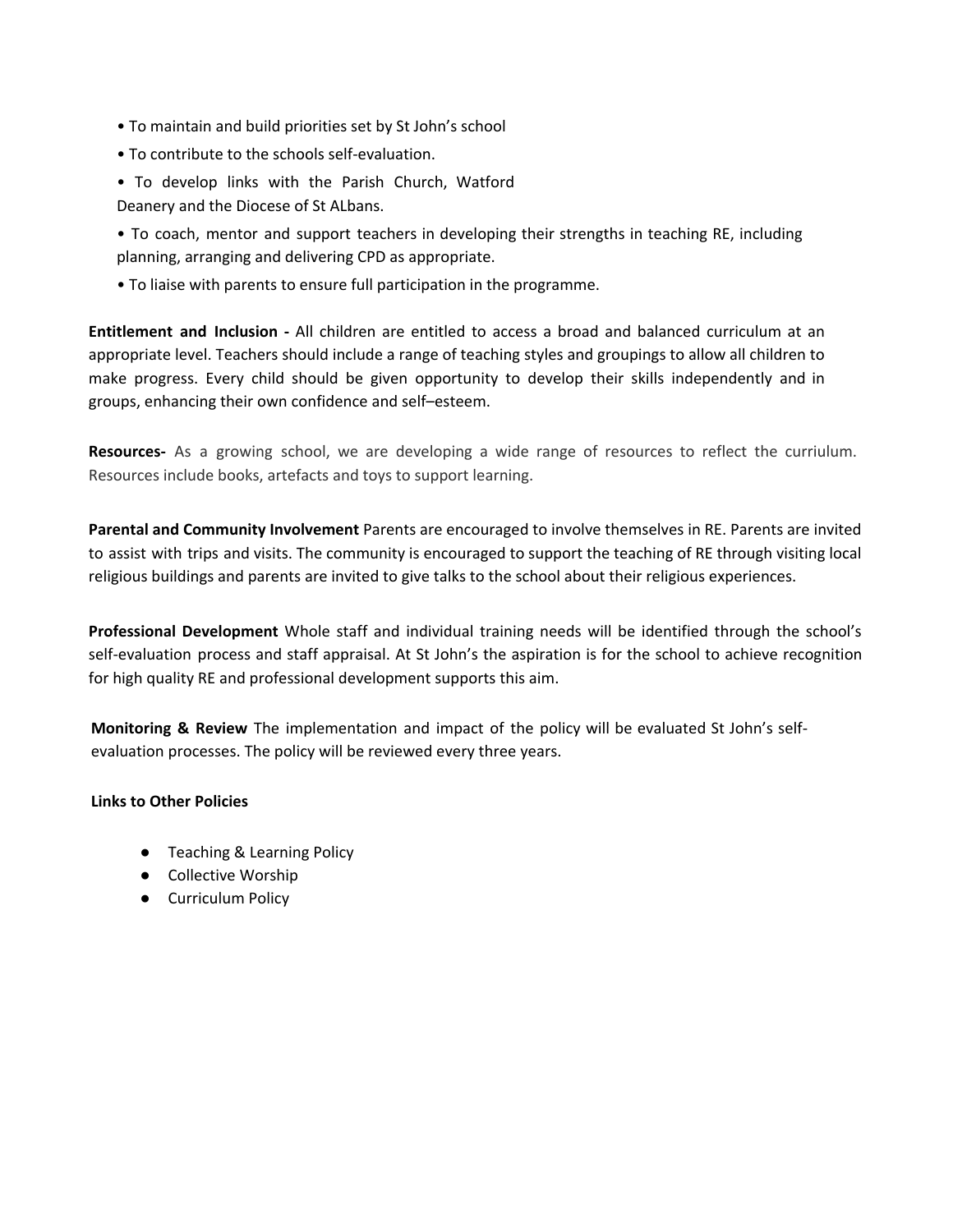- To maintain and build priorities set by St John's school
- To contribute to the schools self-evaluation.
- To develop links with the Parish Church, Watford Deanery and the Diocese of St ALbans.
- To coach, mentor and support teachers in developing their strengths in teaching RE, including planning, arranging and delivering CPD as appropriate.
- To liaise with parents to ensure full participation in the programme.

**Entitlement and Inclusion -** All children are entitled to access a broad and balanced curriculum at an appropriate level. Teachers should include a range of teaching styles and groupings to allow all children to make progress. Every child should be given opportunity to develop their skills independently and in groups, enhancing their own confidence and self–esteem.

**Resources-** As a growing school, we are developing a wide range of resources to reflect the curriulum. Resources include books, artefacts and toys to support learning.

**Parental and Community Involvement** Parents are encouraged to involve themselves in RE. Parents are invited to assist with trips and visits. The community is encouraged to support the teaching of RE through visiting local religious buildings and parents are invited to give talks to the school about their religious experiences.

**Professional Development** Whole staff and individual training needs will be identified through the school's self-evaluation process and staff appraisal. At St John's the aspiration is for the school to achieve recognition for high quality RE and professional development supports this aim.

**Monitoring & Review** The implementation and impact of the policy will be evaluated St John's self-evaluation processes. The policy will be reviewed every three years.

**Links to Other Policies**

- Teaching & Learning Policy
- Collective Worship
- Curriculum Policy